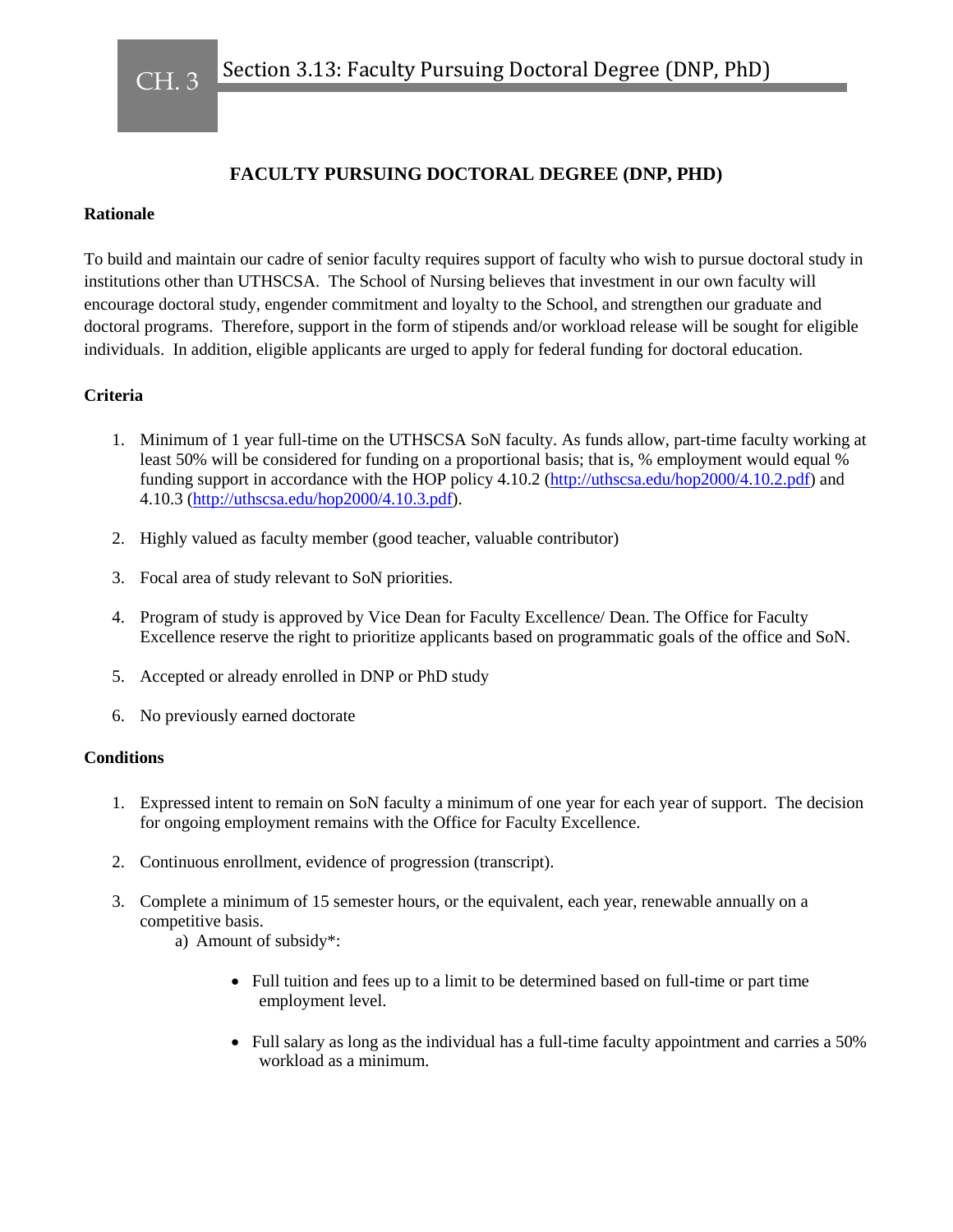# FACULTY PURSUING DOCTORAL DEGREE (DNP, PHD)

**Rationale**

To build and maintain our cadre of senior faculty requires support of faculty who wish to pursue doctoral study in institutions other than UTHSCSA. The School of Nursing believes that investment in our own faculty will encourage doctoral study, engender commitment and loyalty to the School, and strengthen our graduate and doctoral programs. Therefore, support in the form of stipends and/or workload release will be sought for eligible individuals. In addition, eligible applicants are urged to apply for federal funding for doctoral education.

**Criteria**

1. Minimum of 1 year full-time on the UTHSCSA SoN faculty. As funds allow, part-time faculty working at least 50% will be considered for funding on a proportional basis; that is, % employment would equal % funding support in accordance with the HOP policy 4.10.2 (http://uthscsa.edu/hop2000/4.10.2.pdf) and 4.10.3 (http://uthscsa.edu/hop2000/4.10.3.pdf).

2. Highly valued as faculty member (good teacher, valuable contributor)

3. Focal area of study relevant to SoN priorities.

4. Program of study is approved by Vice Dean for Faculty Excellence/ Dean. The Office for Faculty Excellence reserve the right to prioritize applicants based on programmatic goals of the office and SoN.

5. Accepted or already enrolled in DNP or PhD study

6. No previously earned doctorate

**Conditions**

1. Expressed intent to remain on SoN faculty a minimum of one year for each year of support. The decision for ongoing employment remains with the Office for Faculty Excellence.

2. Continuous enrollment, evidence of progression (transcript).

3. Complete a minimum of 15 semester hours, or the equivalent, each year, renewable annually on a competitive basis.
   a) Amount of subsidy*:

      - Full tuition and fees up to a limit to be determined based on full-time or part time employment level.

      - Full salary as long as the individual has a full-time faculty appointment and carries a 50% workload as a minimum.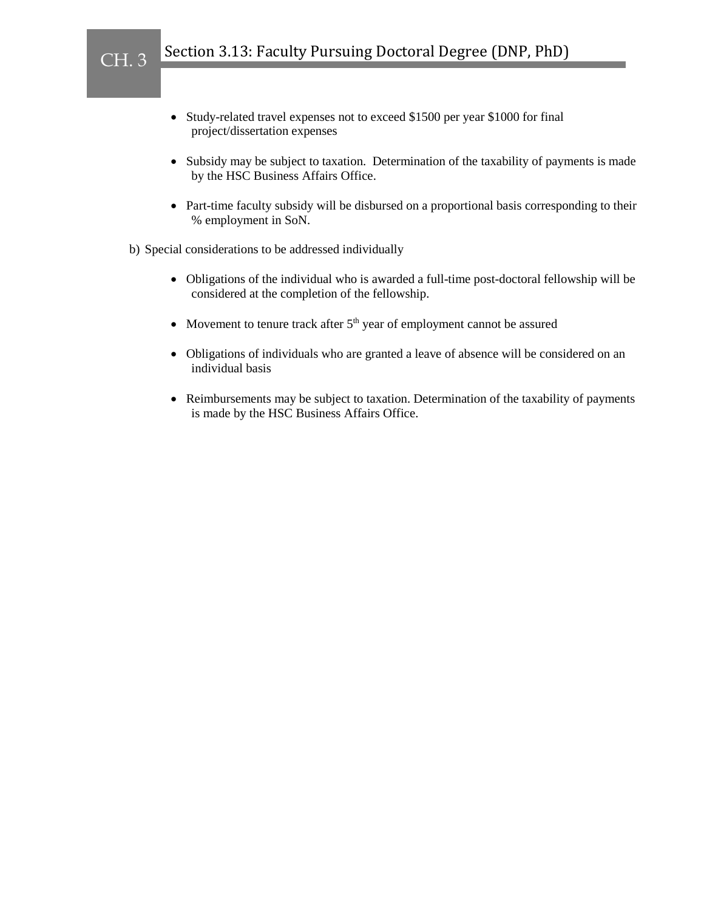- Study-related travel expenses not to exceed $1500 per year $1000 for final project/dissertation expenses

- Subsidy may be subject to taxation.  Determination of the taxability of payments is made by the HSC Business Affairs Office.

- Part-time faculty subsidy will be disbursed on a proportional basis corresponding to their % employment in SoN.

b) Special considerations to be addressed individually

- Obligations of the individual who is awarded a full-time post-doctoral fellowship will be considered at the completion of the fellowship.

- Movement to tenure track after 5th year of employment cannot be assured

- Obligations of individuals who are granted a leave of absence will be considered on an individual basis

- Reimbursements may be subject to taxation. Determination of the taxability of payments is made by the HSC Business Affairs Office.